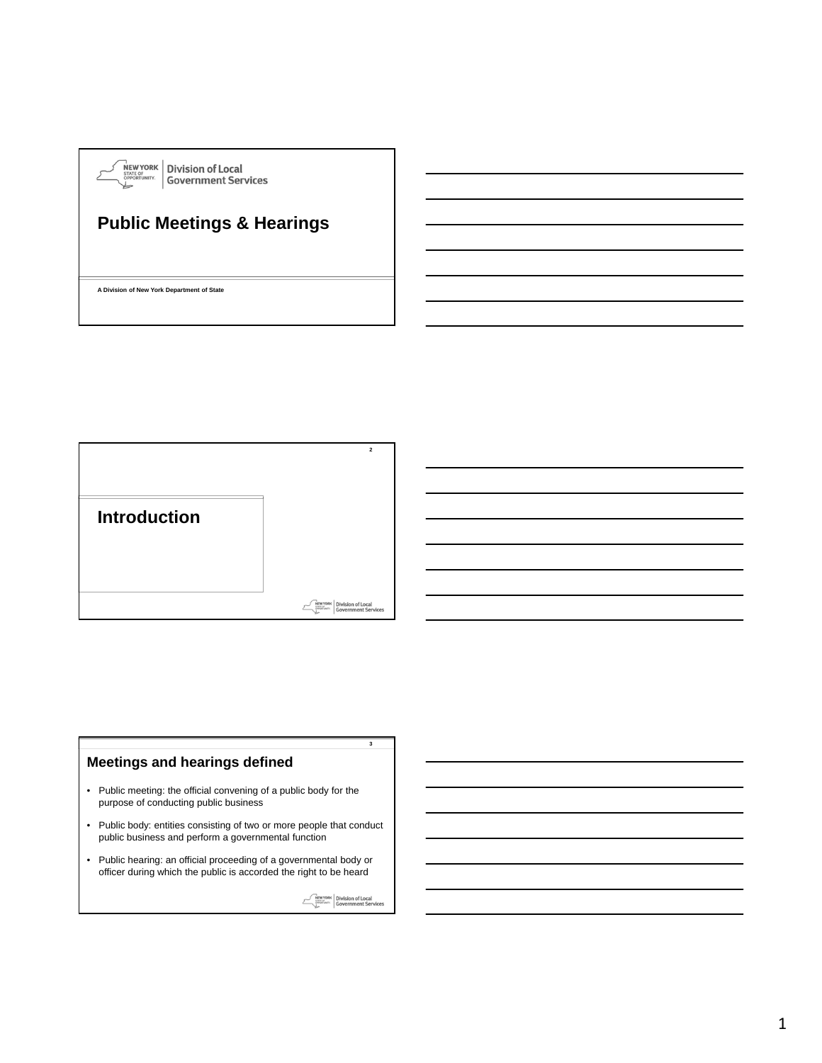# Public Meetings & Hearings

A Division of New York Department of State

## Introduction

## Meetings and hearings defined

- Public meeting: the official convening of a public body for the purpose of conducting public business
- Public body: entities consisting of two or more people that conduct public business and perform a governmental function
- Public hearing: an official proceeding of a governmental body or officer during which the public is accorded the right to be heard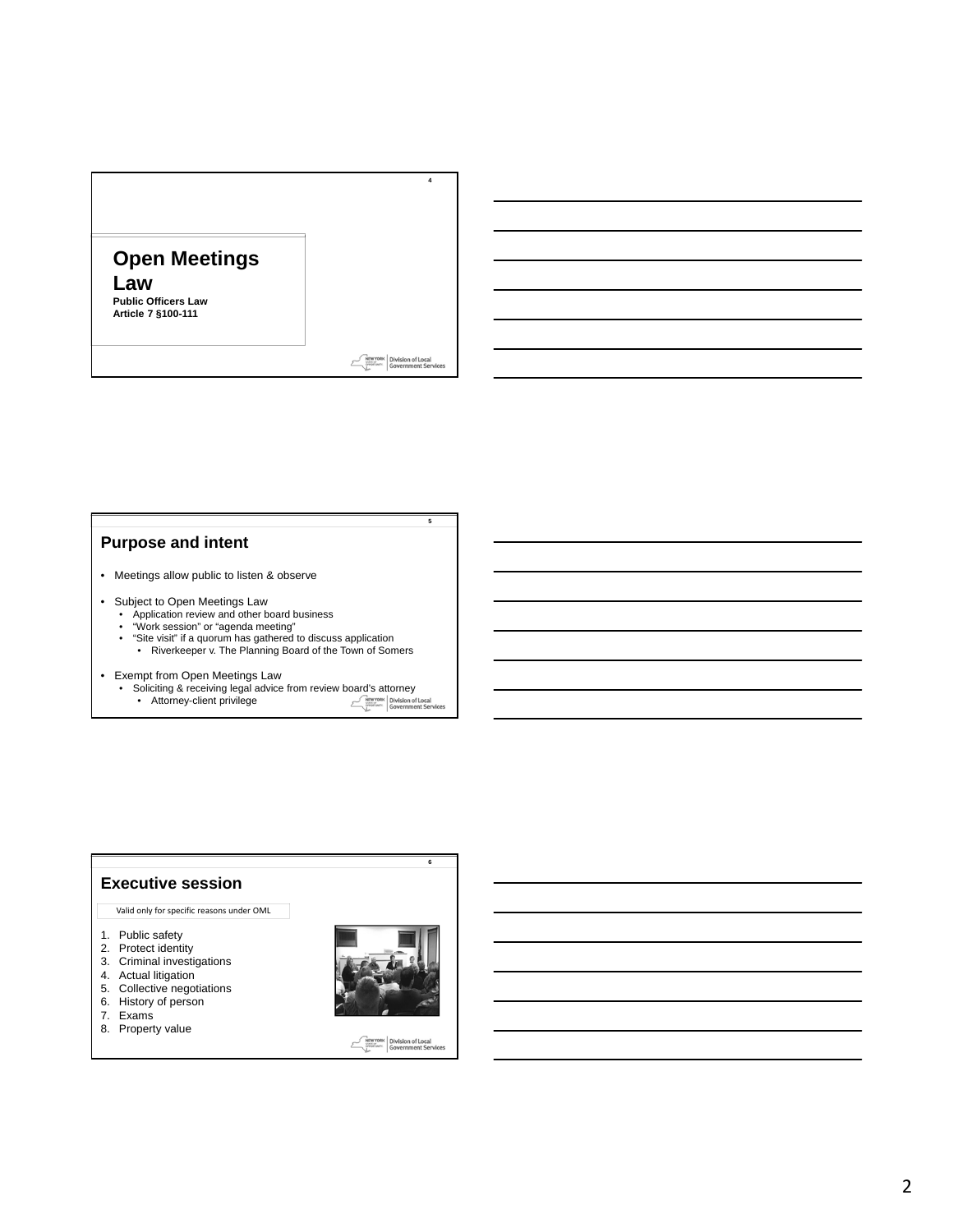## Open Meetings Law

**Public Officers Law**
**Article 7 §100-111**

## Purpose and intent

- Meetings allow public to listen & observe
- Subject to Open Meetings Law
  - Application review and other board business
  - "Work session" or "agenda meeting"
  - "Site visit" if a quorum has gathered to discuss application
    - Riverkeeper v. The Planning Board of the Town of Somers
- Exempt from Open Meetings Law
  - Soliciting & receiving legal advice from review board's attorney
    - Attorney-client privilege

## Executive session

Valid only for specific reasons under OML

1. Public safety
2. Protect identity
3. Criminal investigations
4. Actual litigation
5. Collective negotiations
6. History of person
7. Exams
8. Property value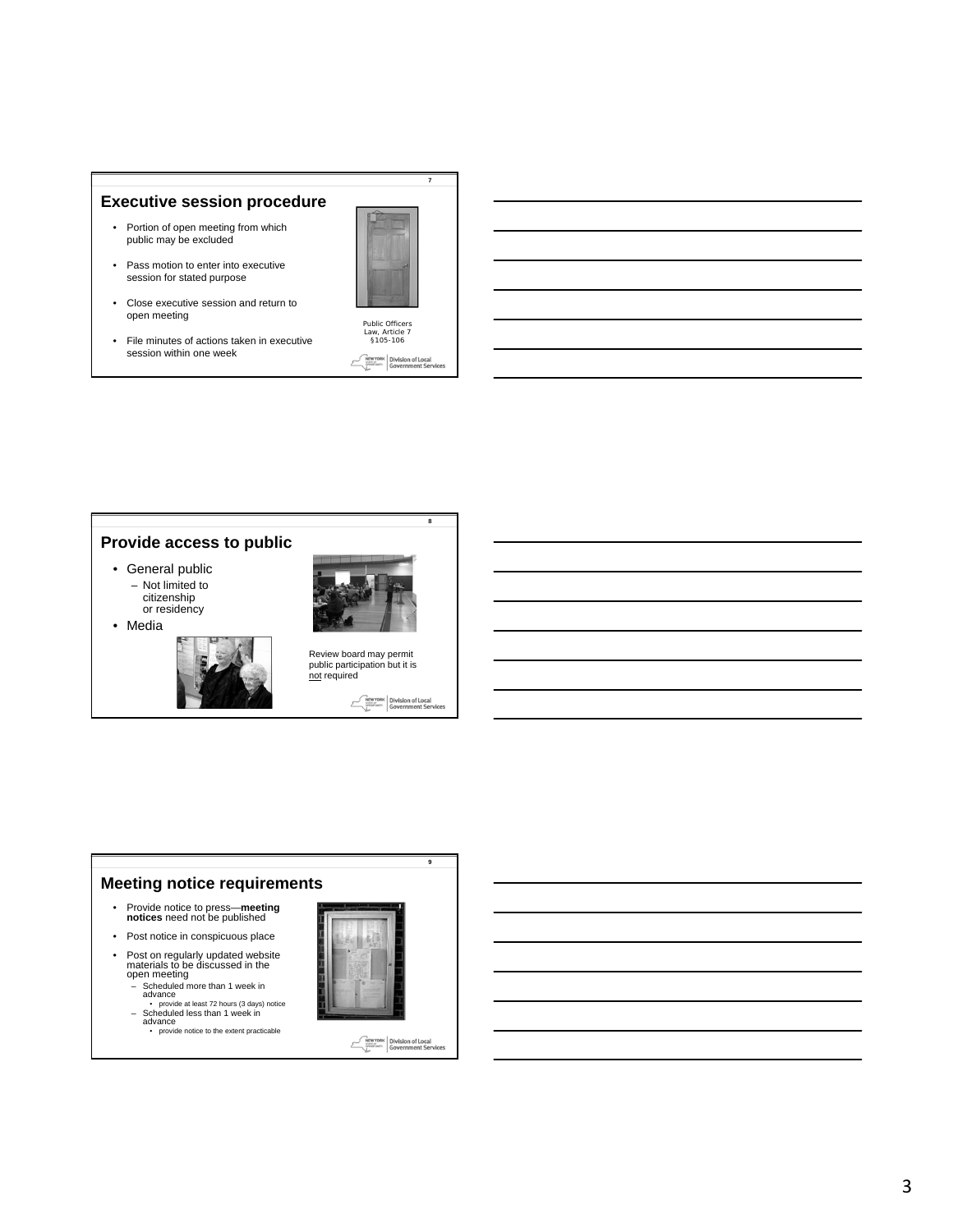## Executive session procedure

- Portion of open meeting from which public may be excluded
- Pass motion to enter into executive session for stated purpose
- Close executive session and return to open meeting
- File minutes of actions taken in executive session within one week

Public Officers Law, Article 7 §105-106

Division of Local Government Services

## Provide access to public

- General public
  - Not limited to citizenship or residency
- Media

Review board may permit public participation but it is not required

Division of Local Government Services

## Meeting notice requirements

- Provide notice to press—**meeting notices** need not be published
- Post notice in conspicuous place
- Post on regularly updated website materials to be discussed in the open meeting
  - Scheduled more than 1 week in advance
    - provide at least 72 hours (3 days) notice
  - Scheduled less than 1 week in advance
    - provide notice to the extent practicable

Division of Local Government Services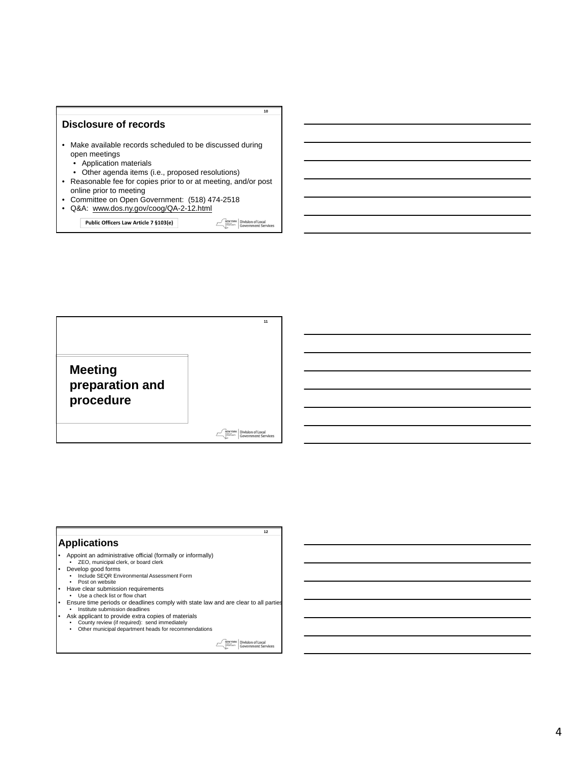## Disclosure of records

- Make available records scheduled to be discussed during open meetings
  - Application materials
  - Other agenda items (i.e., proposed resolutions)
- Reasonable fee for copies prior to or at meeting, and/or post online prior to meeting
- Committee on Open Government: (518) 474-2518
- Q&A: www.dos.ny.gov/coog/QA-2-12.html

Public Officers Law Article 7 §103(e)

## Meeting preparation and procedure

## Applications

- Appoint an administrative official (formally or informally)
  - ZEO, municipal clerk, or board clerk
- Develop good forms
  - Include SEQR Environmental Assessment Form
  - Post on website
- Have clear submission requirements
  - Use a check list or flow chart
- Ensure time periods or deadlines comply with state law and are clear to all parties
  - Institute submission deadlines
- Ask applicant to provide extra copies of materials
  - County review (if required): send immediately
  - Other municipal department heads for recommendations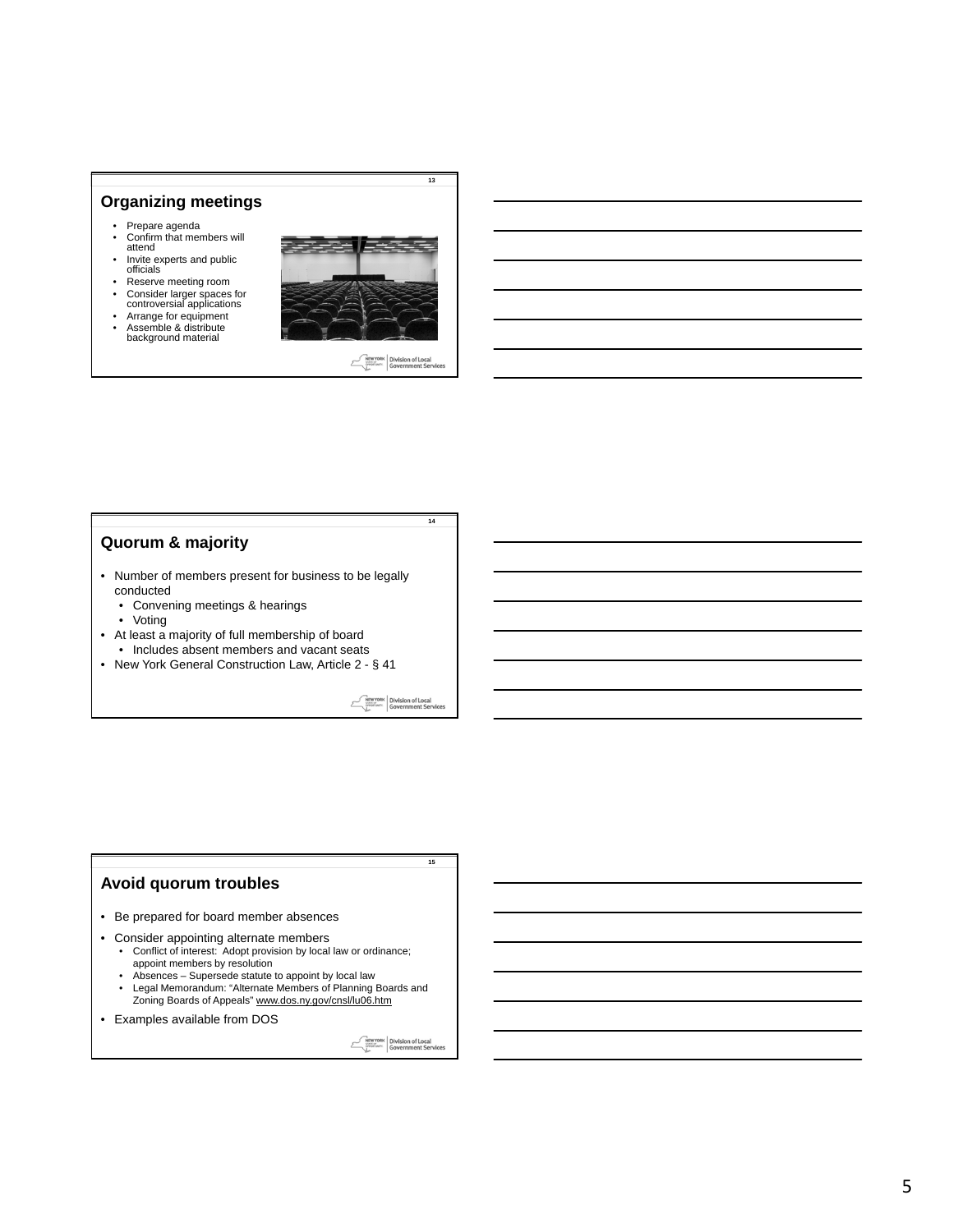## Organizing meetings

- Prepare agenda
- Confirm that members will attend
- Invite experts and public officials
- Reserve meeting room
- Consider larger spaces for controversial applications
- Arrange for equipment
- Assemble & distribute background material

## Quorum & majority

- Number of members present for business to be legally conducted
  - Convening meetings & hearings
  - Voting
- At least a majority of full membership of board
  - Includes absent members and vacant seats
- New York General Construction Law, Article 2 - § 41

## Avoid quorum troubles

- Be prepared for board member absences
- Consider appointing alternate members
  - Conflict of interest: Adopt provision by local law or ordinance; appoint members by resolution
  - Absences – Supersede statute to appoint by local law
  - Legal Memorandum: "Alternate Members of Planning Boards and Zoning Boards of Appeals" www.dos.ny.gov/cnsl/lu06.htm
- Examples available from DOS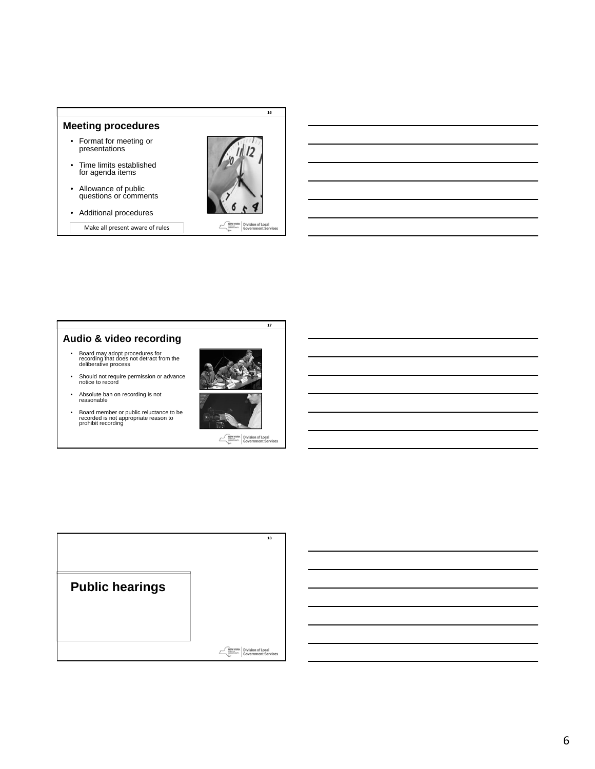## Meeting procedures

- Format for meeting or presentations
- Time limits established for agenda items
- Allowance of public questions or comments
- Additional procedures

Make all present aware of rules

## Audio & video recording

- Board may adopt procedures for recording that does not detract from the deliberative process
- Should not require permission or advance notice to record
- Absolute ban on recording is not reasonable
- Board member or public reluctance to be recorded is not appropriate reason to prohibit recording

## Public hearings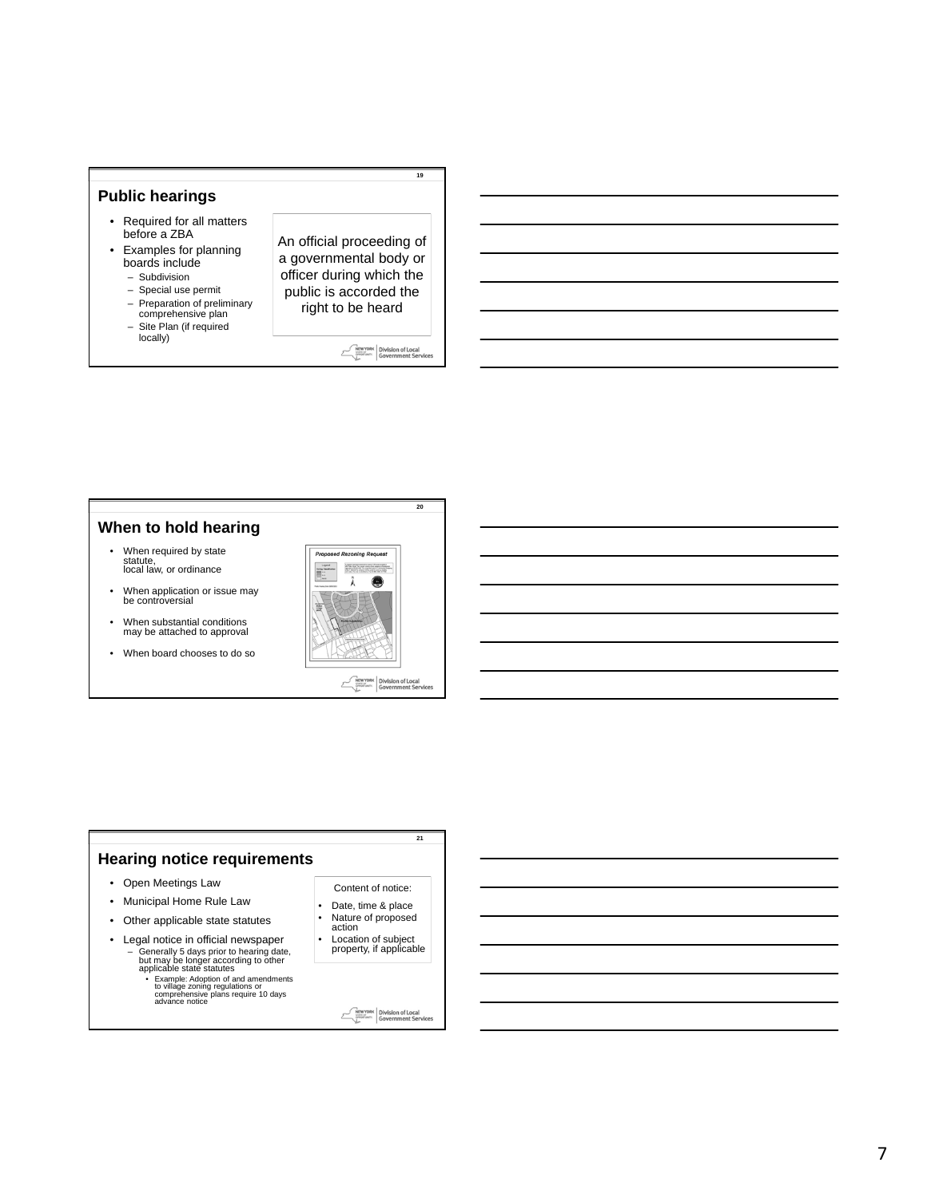## Public hearings

- Required for all matters before a ZBA
- Examples for planning boards include
  - Subdivision
  - Special use permit
  - Preparation of preliminary comprehensive plan
  - Site Plan (if required locally)

An official proceeding of a governmental body or officer during which the public is accorded the right to be heard

## When to hold hearing

- When required by state statute, local law, or ordinance
- When application or issue may be controversial
- When substantial conditions may be attached to approval
- When board chooses to do so

## Hearing notice requirements

- Open Meetings Law
- Municipal Home Rule Law
- Other applicable state statutes
- Legal notice in official newspaper
  - Generally 5 days prior to hearing date, but may be longer according to other applicable state statutes
    - Example: Adoption of and amendments to village zoning regulations or comprehensive plans require 10 days advance notice

Content of notice:

- Date, time & place
- Nature of proposed action
- Location of subject property, if applicable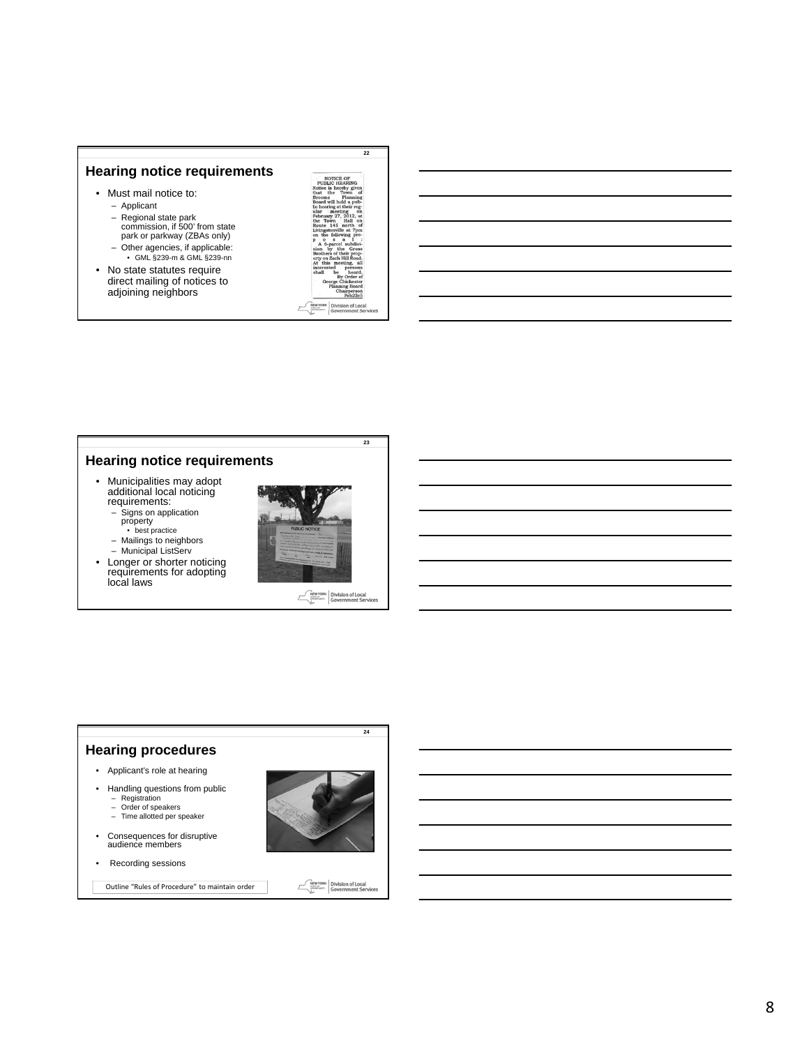## Hearing notice requirements

- Must mail notice to:
  - Applicant
  - Regional state park commission, if 500' from state park or parkway (ZBAs only)
  - Other agencies, if applicable:
    - GML §239-m & GML §239-nn
- No state statutes require direct mailing of notices to adjoining neighbors

NOTICE OF PUBLIC HEARING
Notice is hereby given that the Town of Broome Planning Board will hold a public hearing at their regular meeting on February 27, 2012, at the Town Hall on Route 145 north of Livingstonville at 7pm on the following proposal: A 6-parcel subdivision by the Gross Brothers of their property on Zach Hill Road. At this meeting, all interested persons shall be heard. By Order of George Chichester Planning Board Chairperson Feb22c5

## Hearing notice requirements

- Municipalities may adopt additional local noticing requirements:
  - Signs on application property
    - best practice
  - Mailings to neighbors
  - Municipal ListServ
- Longer or shorter noticing requirements for adopting local laws

## Hearing procedures

- Applicant's role at hearing
- Handling questions from public
  - Registration
  - Order of speakers
  - Time allotted per speaker
- Consequences for disruptive audience members
- Recording sessions

Outline "Rules of Procedure" to maintain order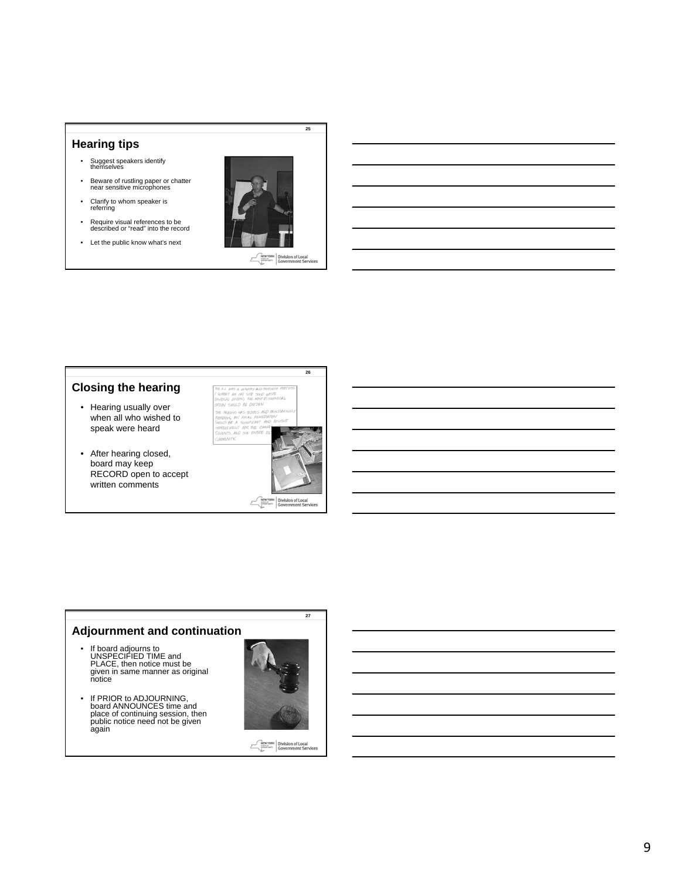## Hearing tips

- Suggest speakers identify themselves
- Beware of rustling paper or chatter near sensitive microphones
- Clarify to whom speaker is referring
- Require visual references to be described or "read" into the record
- Let the public know what's next

## Closing the hearing

- Hearing usually over when all who wished to speak were heard
- After hearing closed, board may keep RECORD open to accept written comments

## Adjournment and continuation

- If board adjourns to UNSPECIFIED TIME and PLACE, then notice must be given in same manner as original notice
- If PRIOR to ADJOURNING, board ANNOUNCES time and place of continuing session, then public notice need not be given again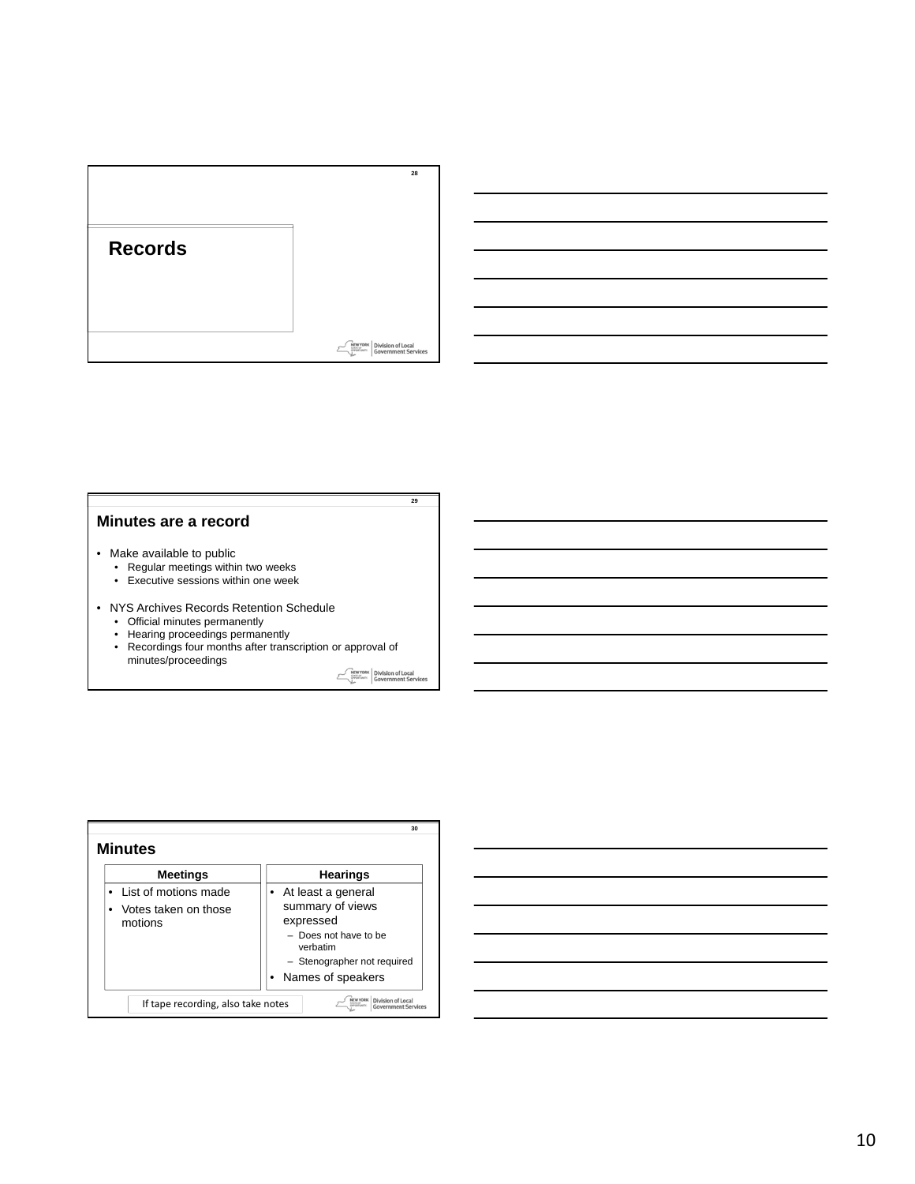## Records

## Minutes are a record

- Make available to public
  - Regular meetings within two weeks
  - Executive sessions within one week
- NYS Archives Records Retention Schedule
  - Official minutes permanently
  - Hearing proceedings permanently
  - Recordings four months after transcription or approval of minutes/proceedings

## Minutes

| Meetings | Hearings |
|---|---|
| • List of motions made<br>• Votes taken on those motions | • At least a general summary of views expressed<br>  – Does not have to be verbatim<br>  – Stenographer not required<br>• Names of speakers |

If tape recording, also take notes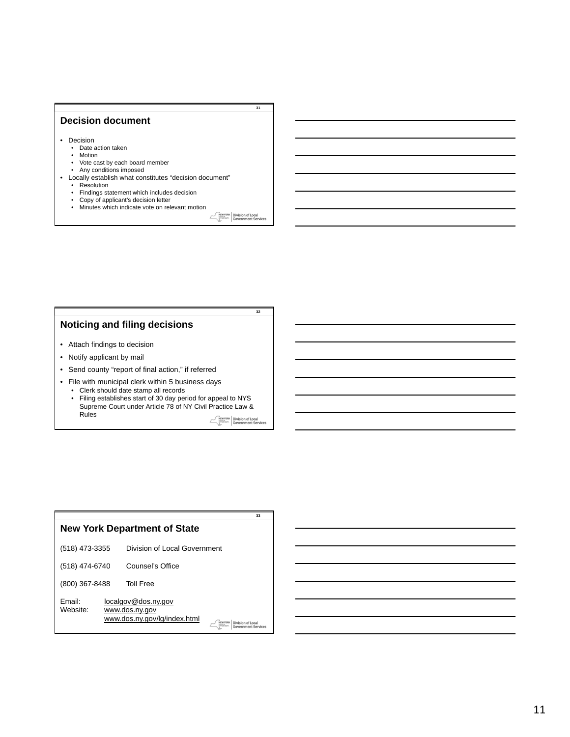## Decision document

- Decision
  - Date action taken
  - Motion
  - Vote cast by each board member
  - Any conditions imposed
- Locally establish what constitutes "decision document"
  - Resolution
  - Findings statement which includes decision
  - Copy of applicant's decision letter
  - Minutes which indicate vote on relevant motion

## Noticing and filing decisions

- Attach findings to decision
- Notify applicant by mail
- Send county "report of final action," if referred
- File with municipal clerk within 5 business days
  - Clerk should date stamp all records
  - Filing establishes start of 30 day period for appeal to NYS Supreme Court under Article 78 of NY Civil Practice Law & Rules

## New York Department of State

(518) 473-3355 Division of Local Government

(518) 474-6740 Counsel's Office

(800) 367-8488 Toll Free

Email: localgov@dos.ny.gov
Website: www.dos.ny.gov
www.dos.ny.gov/lg/index.html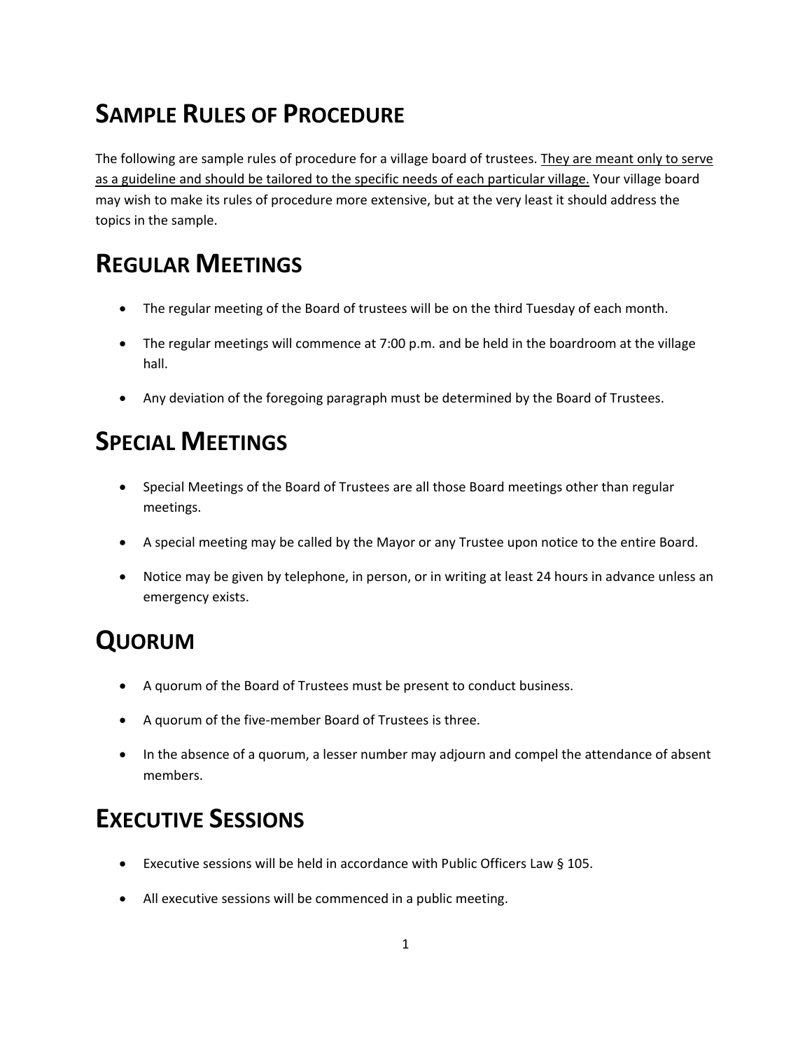# Sample Rules of Procedure

The following are sample rules of procedure for a village board of trustees. <u>They are meant only to serve as a guideline and should be tailored to the specific needs of each particular village.</u> Your village board may wish to make its rules of procedure more extensive, but at the very least it should address the topics in the sample.

# Regular Meetings

- The regular meeting of the Board of trustees will be on the third Tuesday of each month.
- The regular meetings will commence at 7:00 p.m. and be held in the boardroom at the village hall.
- Any deviation of the foregoing paragraph must be determined by the Board of Trustees.

# Special Meetings

- Special Meetings of the Board of Trustees are all those Board meetings other than regular meetings.
- A special meeting may be called by the Mayor or any Trustee upon notice to the entire Board.
- Notice may be given by telephone, in person, or in writing at least 24 hours in advance unless an emergency exists.

# Quorum

- A quorum of the Board of Trustees must be present to conduct business.
- A quorum of the five-member Board of Trustees is three.
- In the absence of a quorum, a lesser number may adjourn and compel the attendance of absent members.

# Executive Sessions

- Executive sessions will be held in accordance with Public Officers Law § 105.
- All executive sessions will be commenced in a public meeting.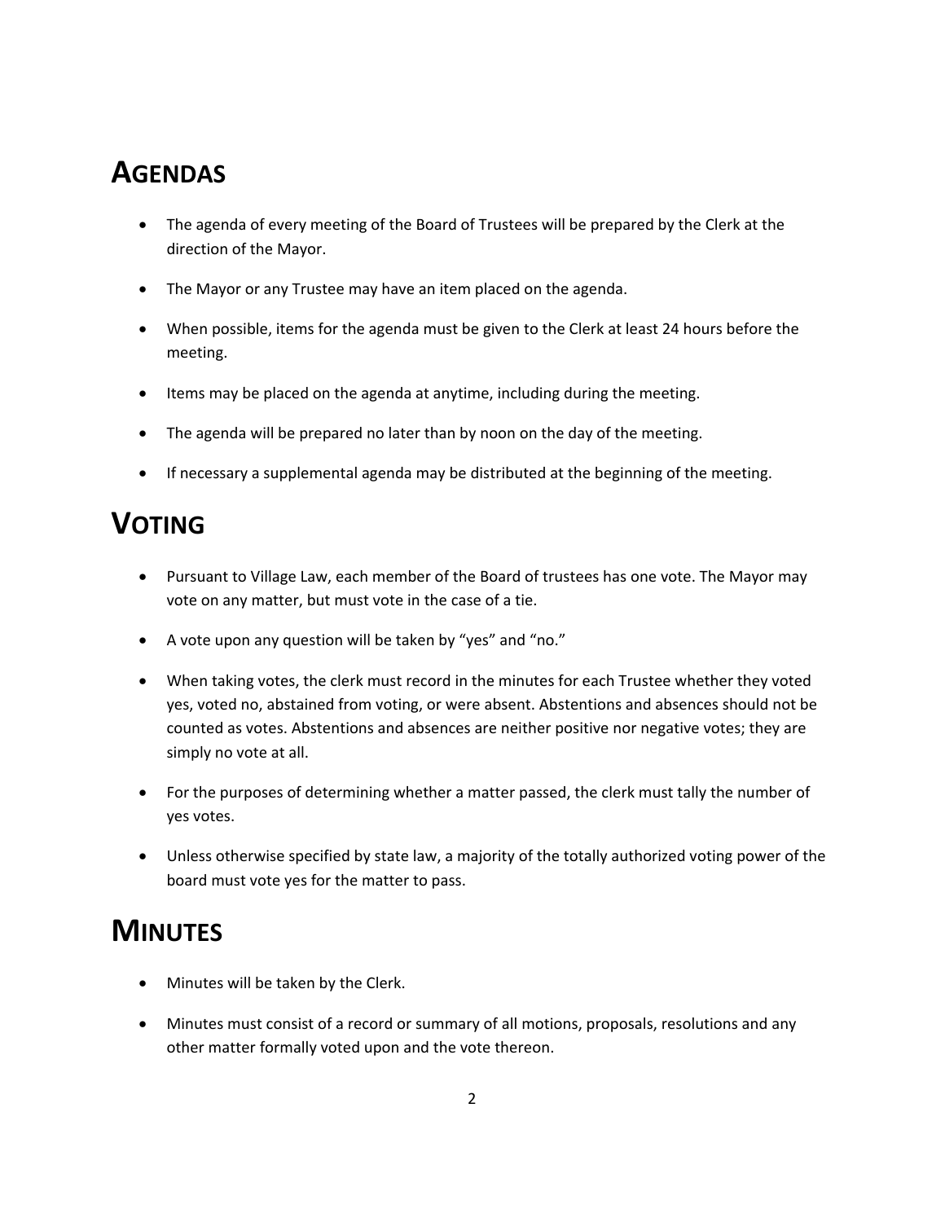# AGENDAS

- The agenda of every meeting of the Board of Trustees will be prepared by the Clerk at the direction of the Mayor.
- The Mayor or any Trustee may have an item placed on the agenda.
- When possible, items for the agenda must be given to the Clerk at least 24 hours before the meeting.
- Items may be placed on the agenda at anytime, including during the meeting.
- The agenda will be prepared no later than by noon on the day of the meeting.
- If necessary a supplemental agenda may be distributed at the beginning of the meeting.

# VOTING

- Pursuant to Village Law, each member of the Board of trustees has one vote. The Mayor may vote on any matter, but must vote in the case of a tie.
- A vote upon any question will be taken by "yes" and "no."
- When taking votes, the clerk must record in the minutes for each Trustee whether they voted yes, voted no, abstained from voting, or were absent. Abstentions and absences should not be counted as votes. Abstentions and absences are neither positive nor negative votes; they are simply no vote at all.
- For the purposes of determining whether a matter passed, the clerk must tally the number of yes votes.
- Unless otherwise specified by state law, a majority of the totally authorized voting power of the board must vote yes for the matter to pass.

# MINUTES

- Minutes will be taken by the Clerk.
- Minutes must consist of a record or summary of all motions, proposals, resolutions and any other matter formally voted upon and the vote thereon.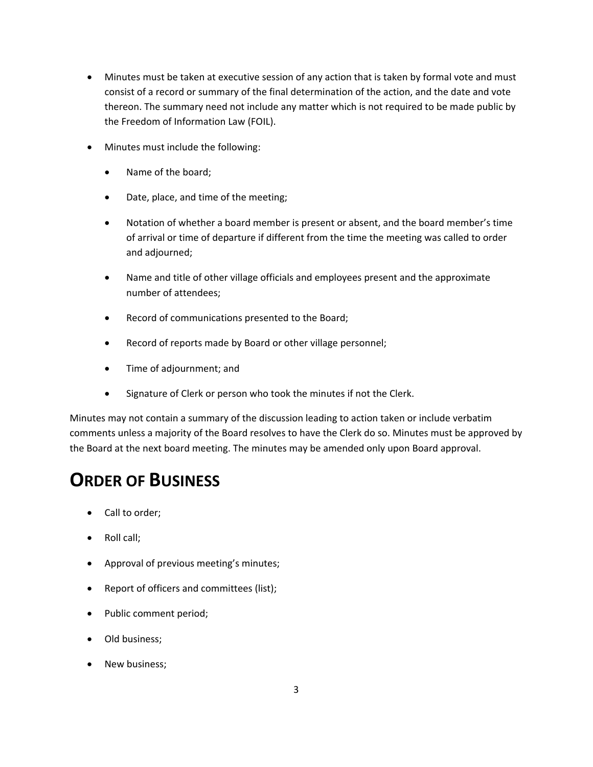- Minutes must be taken at executive session of any action that is taken by formal vote and must consist of a record or summary of the final determination of the action, and the date and vote thereon. The summary need not include any matter which is not required to be made public by the Freedom of Information Law (FOIL).
- Minutes must include the following:
    - Name of the board;
    - Date, place, and time of the meeting;
    - Notation of whether a board member is present or absent, and the board member's time of arrival or time of departure if different from the time the meeting was called to order and adjourned;
    - Name and title of other village officials and employees present and the approximate number of attendees;
    - Record of communications presented to the Board;
    - Record of reports made by Board or other village personnel;
    - Time of adjournment; and
    - Signature of Clerk or person who took the minutes if not the Clerk.

Minutes may not contain a summary of the discussion leading to action taken or include verbatim comments unless a majority of the Board resolves to have the Clerk do so. Minutes must be approved by the Board at the next board meeting. The minutes may be amended only upon Board approval.

# ORDER OF BUSINESS

- Call to order;
- Roll call;
- Approval of previous meeting's minutes;
- Report of officers and committees (list);
- Public comment period;
- Old business;
- New business;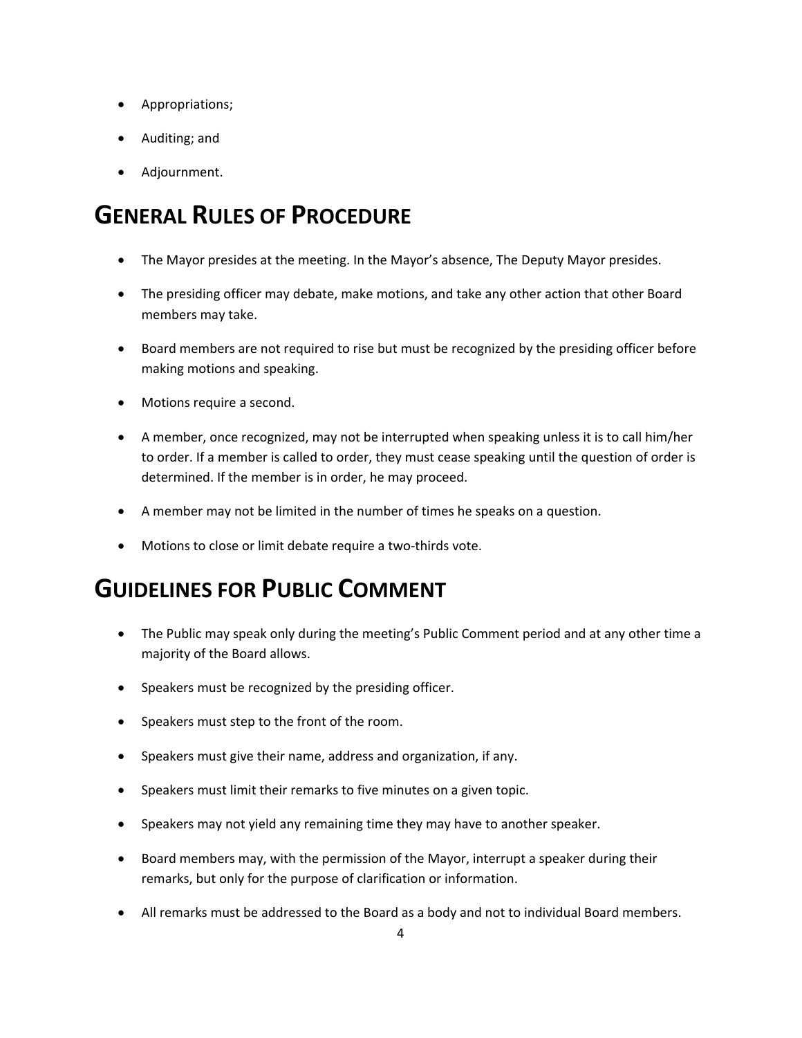- Appropriations;
- Auditing; and
- Adjournment.

# GENERAL RULES OF PROCEDURE

- The Mayor presides at the meeting. In the Mayor's absence, The Deputy Mayor presides.
- The presiding officer may debate, make motions, and take any other action that other Board members may take.
- Board members are not required to rise but must be recognized by the presiding officer before making motions and speaking.
- Motions require a second.
- A member, once recognized, may not be interrupted when speaking unless it is to call him/her to order. If a member is called to order, they must cease speaking until the question of order is determined. If the member is in order, he may proceed.
- A member may not be limited in the number of times he speaks on a question.
- Motions to close or limit debate require a two-thirds vote.

# GUIDELINES FOR PUBLIC COMMENT

- The Public may speak only during the meeting's Public Comment period and at any other time a majority of the Board allows.
- Speakers must be recognized by the presiding officer.
- Speakers must step to the front of the room.
- Speakers must give their name, address and organization, if any.
- Speakers must limit their remarks to five minutes on a given topic.
- Speakers may not yield any remaining time they may have to another speaker.
- Board members may, with the permission of the Mayor, interrupt a speaker during their remarks, but only for the purpose of clarification or information.
- All remarks must be addressed to the Board as a body and not to individual Board members.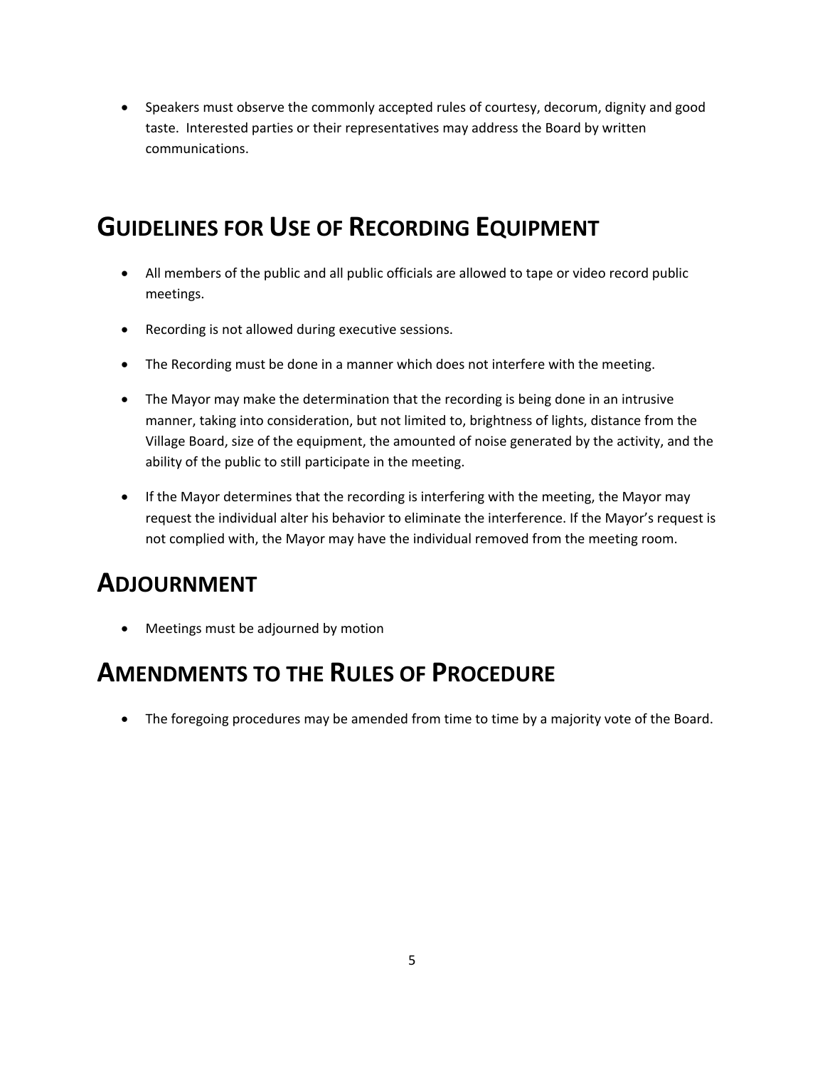- Speakers must observe the commonly accepted rules of courtesy, decorum, dignity and good taste. Interested parties or their representatives may address the Board by written communications.

## GUIDELINES FOR USE OF RECORDING EQUIPMENT

- All members of the public and all public officials are allowed to tape or video record public meetings.
- Recording is not allowed during executive sessions.
- The Recording must be done in a manner which does not interfere with the meeting.
- The Mayor may make the determination that the recording is being done in an intrusive manner, taking into consideration, but not limited to, brightness of lights, distance from the Village Board, size of the equipment, the amounted of noise generated by the activity, and the ability of the public to still participate in the meeting.
- If the Mayor determines that the recording is interfering with the meeting, the Mayor may request the individual alter his behavior to eliminate the interference. If the Mayor's request is not complied with, the Mayor may have the individual removed from the meeting room.

## ADJOURNMENT

- Meetings must be adjourned by motion

## AMENDMENTS TO THE RULES OF PROCEDURE

- The foregoing procedures may be amended from time to time by a majority vote of the Board.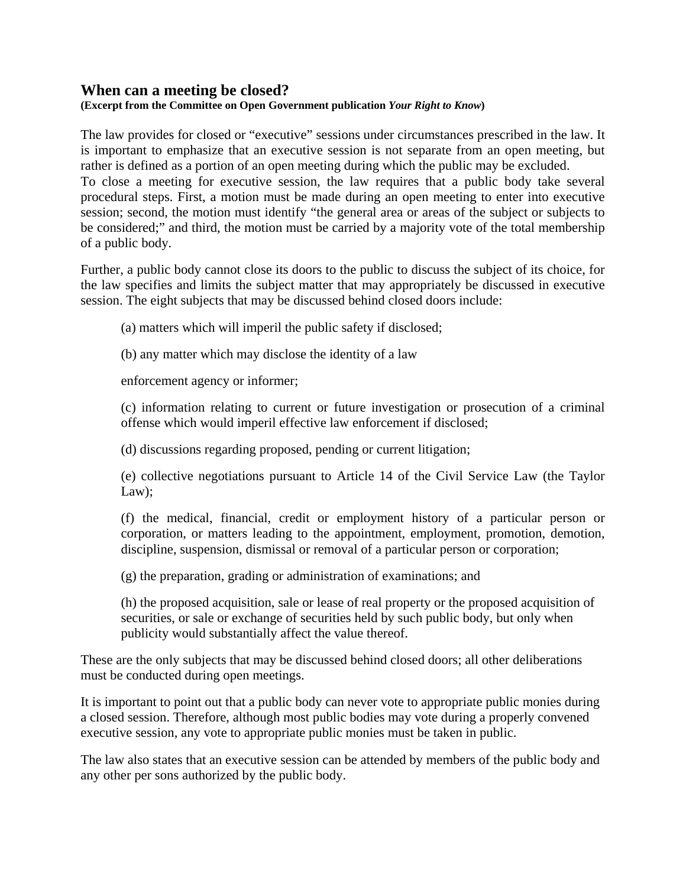## When can a meeting be closed?

**(Excerpt from the Committee on Open Government publication *Your Right to Know*)**

The law provides for closed or "executive" sessions under circumstances prescribed in the law. It is important to emphasize that an executive session is not separate from an open meeting, but rather is defined as a portion of an open meeting during which the public may be excluded.
To close a meeting for executive session, the law requires that a public body take several procedural steps. First, a motion must be made during an open meeting to enter into executive session; second, the motion must identify "the general area or areas of the subject or subjects to be considered;" and third, the motion must be carried by a majority vote of the total membership of a public body.

Further, a public body cannot close its doors to the public to discuss the subject of its choice, for the law specifies and limits the subject matter that may appropriately be discussed in executive session. The eight subjects that may be discussed behind closed doors include:

(a) matters which will imperil the public safety if disclosed;

(b) any matter which may disclose the identity of a law

enforcement agency or informer;

(c) information relating to current or future investigation or prosecution of a criminal offense which would imperil effective law enforcement if disclosed;

(d) discussions regarding proposed, pending or current litigation;

(e) collective negotiations pursuant to Article 14 of the Civil Service Law (the Taylor Law);

(f) the medical, financial, credit or employment history of a particular person or corporation, or matters leading to the appointment, employment, promotion, demotion, discipline, suspension, dismissal or removal of a particular person or corporation;

(g) the preparation, grading or administration of examinations; and

(h) the proposed acquisition, sale or lease of real property or the proposed acquisition of securities, or sale or exchange of securities held by such public body, but only when publicity would substantially affect the value thereof.

These are the only subjects that may be discussed behind closed doors; all other deliberations must be conducted during open meetings.

It is important to point out that a public body can never vote to appropriate public monies during a closed session. Therefore, although most public bodies may vote during a properly convened executive session, any vote to appropriate public monies must be taken in public.

The law also states that an executive session can be attended by members of the public body and any other per sons authorized by the public body.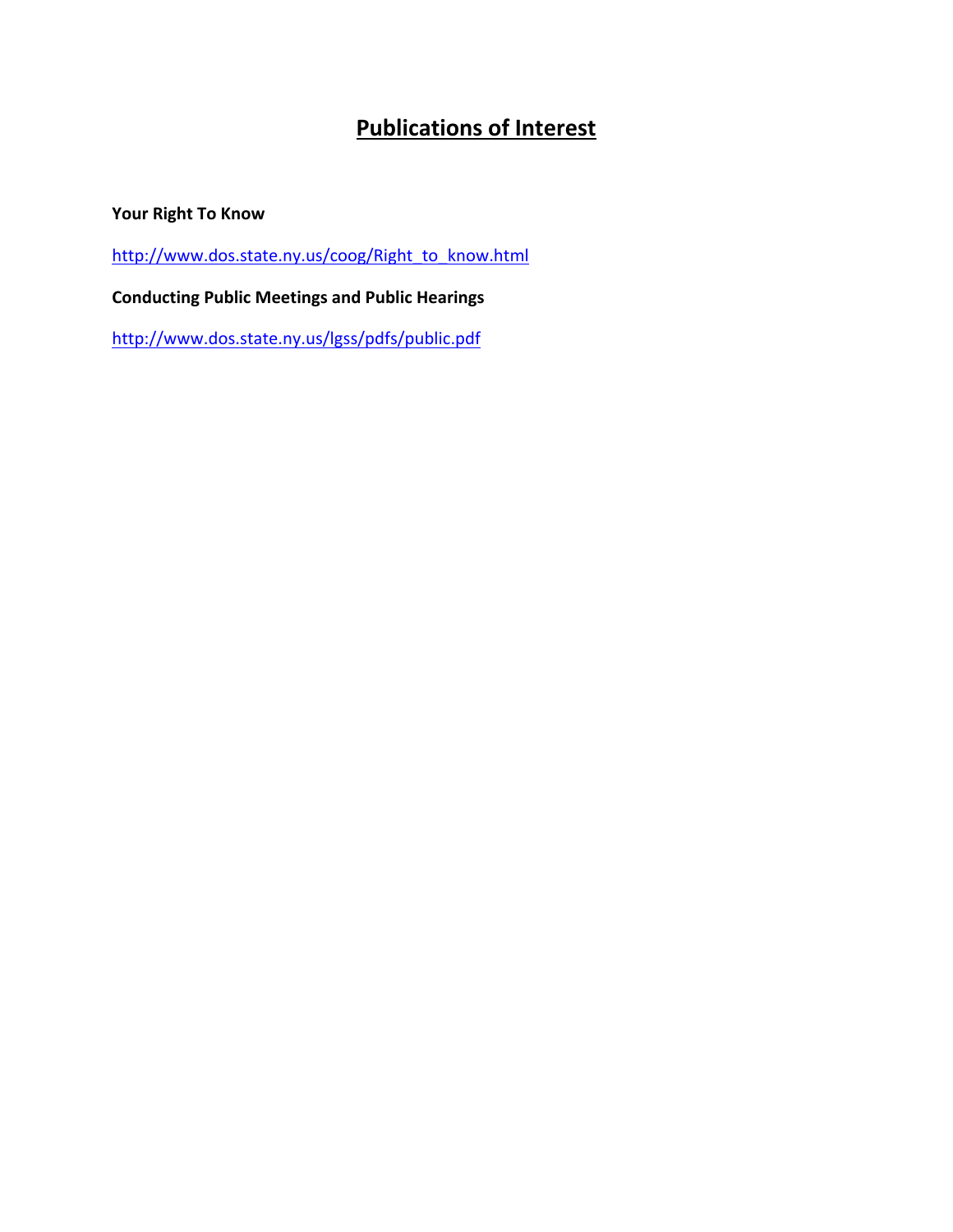# Publications of Interest

**Your Right To Know**

http://www.dos.state.ny.us/coog/Right_to_know.html

**Conducting Public Meetings and Public Hearings**

http://www.dos.state.ny.us/lgss/pdfs/public.pdf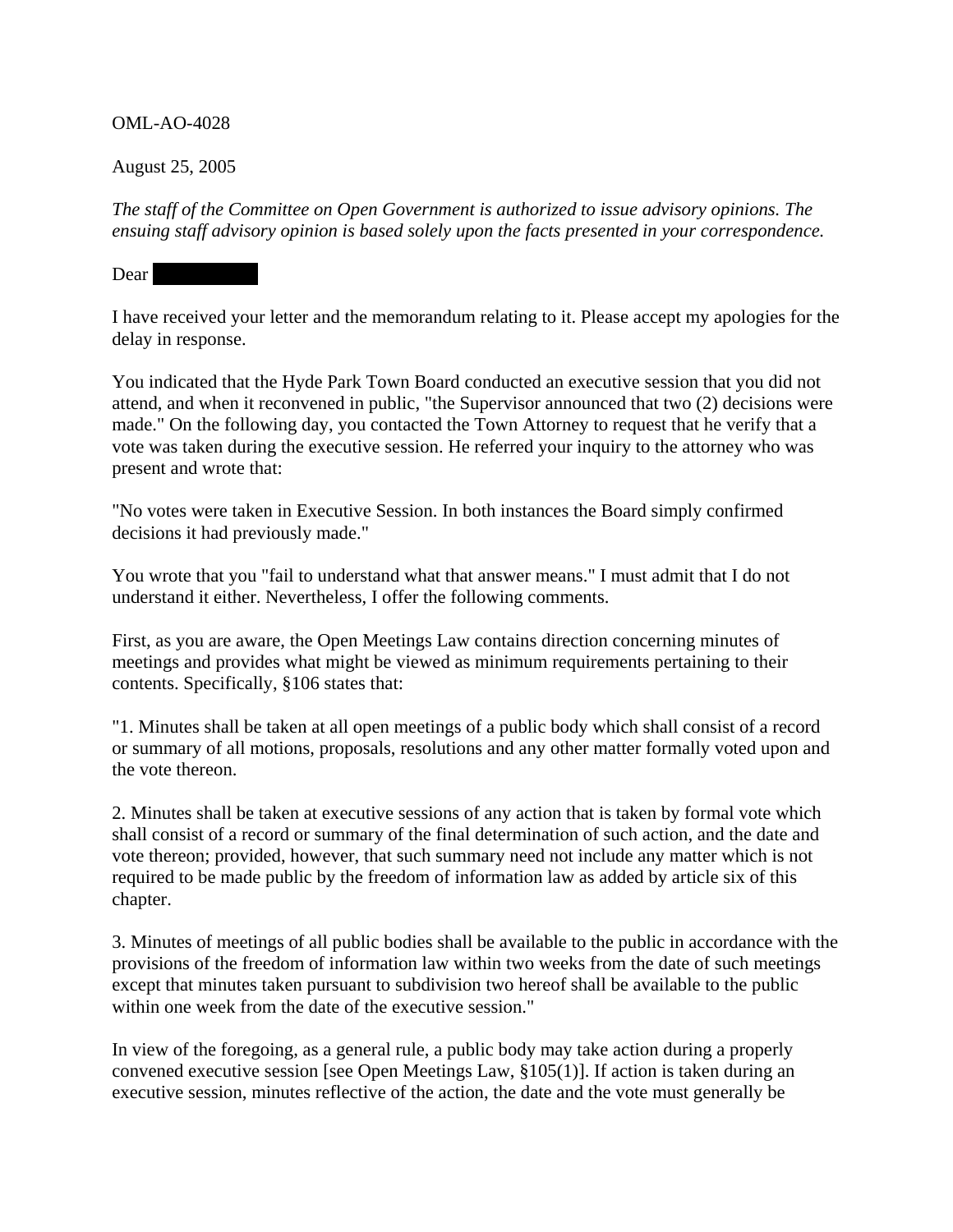OML-AO-4028

August 25, 2005

*The staff of the Committee on Open Government is authorized to issue advisory opinions. The ensuing staff advisory opinion is based solely upon the facts presented in your correspondence.*

Dear

I have received your letter and the memorandum relating to it. Please accept my apologies for the delay in response.

You indicated that the Hyde Park Town Board conducted an executive session that you did not attend, and when it reconvened in public, "the Supervisor announced that two (2) decisions were made." On the following day, you contacted the Town Attorney to request that he verify that a vote was taken during the executive session. He referred your inquiry to the attorney who was present and wrote that:

"No votes were taken in Executive Session. In both instances the Board simply confirmed decisions it had previously made."

You wrote that you "fail to understand what that answer means." I must admit that I do not understand it either. Nevertheless, I offer the following comments.

First, as you are aware, the Open Meetings Law contains direction concerning minutes of meetings and provides what might be viewed as minimum requirements pertaining to their contents. Specifically, §106 states that:

"1. Minutes shall be taken at all open meetings of a public body which shall consist of a record or summary of all motions, proposals, resolutions and any other matter formally voted upon and the vote thereon.

2. Minutes shall be taken at executive sessions of any action that is taken by formal vote which shall consist of a record or summary of the final determination of such action, and the date and vote thereon; provided, however, that such summary need not include any matter which is not required to be made public by the freedom of information law as added by article six of this chapter.

3. Minutes of meetings of all public bodies shall be available to the public in accordance with the provisions of the freedom of information law within two weeks from the date of such meetings except that minutes taken pursuant to subdivision two hereof shall be available to the public within one week from the date of the executive session."

In view of the foregoing, as a general rule, a public body may take action during a properly convened executive session [see Open Meetings Law, §105(1)]. If action is taken during an executive session, minutes reflective of the action, the date and the vote must generally be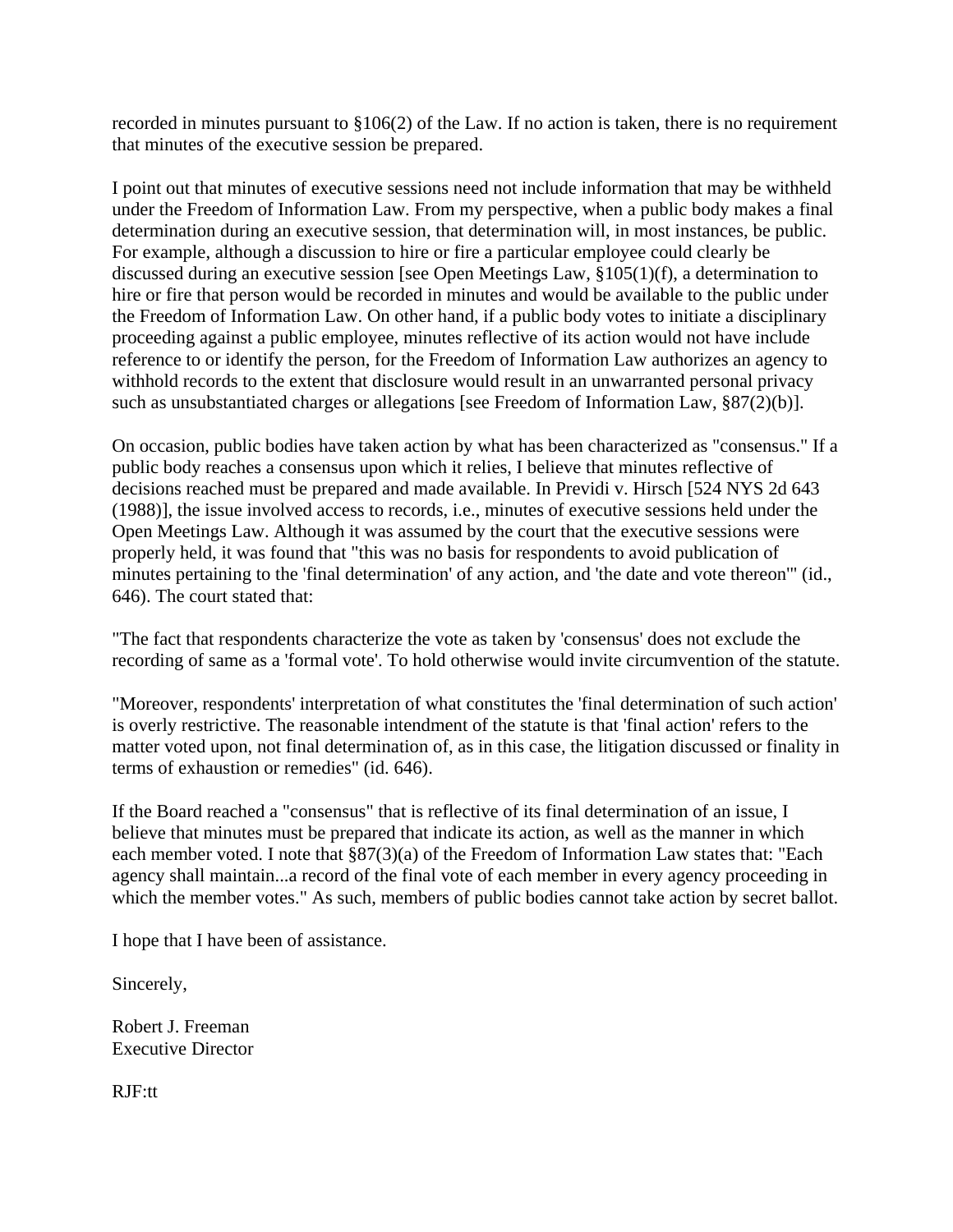recorded in minutes pursuant to §106(2) of the Law. If no action is taken, there is no requirement that minutes of the executive session be prepared.

I point out that minutes of executive sessions need not include information that may be withheld under the Freedom of Information Law. From my perspective, when a public body makes a final determination during an executive session, that determination will, in most instances, be public. For example, although a discussion to hire or fire a particular employee could clearly be discussed during an executive session [see Open Meetings Law, §105(1)(f), a determination to hire or fire that person would be recorded in minutes and would be available to the public under the Freedom of Information Law. On other hand, if a public body votes to initiate a disciplinary proceeding against a public employee, minutes reflective of its action would not have include reference to or identify the person, for the Freedom of Information Law authorizes an agency to withhold records to the extent that disclosure would result in an unwarranted personal privacy such as unsubstantiated charges or allegations [see Freedom of Information Law, §87(2)(b)].

On occasion, public bodies have taken action by what has been characterized as "consensus." If a public body reaches a consensus upon which it relies, I believe that minutes reflective of decisions reached must be prepared and made available. In Previdi v. Hirsch [524 NYS 2d 643 (1988)], the issue involved access to records, i.e., minutes of executive sessions held under the Open Meetings Law. Although it was assumed by the court that the executive sessions were properly held, it was found that "this was no basis for respondents to avoid publication of minutes pertaining to the 'final determination' of any action, and 'the date and vote thereon'" (id., 646). The court stated that:

"The fact that respondents characterize the vote as taken by 'consensus' does not exclude the recording of same as a 'formal vote'. To hold otherwise would invite circumvention of the statute.

"Moreover, respondents' interpretation of what constitutes the 'final determination of such action' is overly restrictive. The reasonable intendment of the statute is that 'final action' refers to the matter voted upon, not final determination of, as in this case, the litigation discussed or finality in terms of exhaustion or remedies" (id. 646).

If the Board reached a "consensus" that is reflective of its final determination of an issue, I believe that minutes must be prepared that indicate its action, as well as the manner in which each member voted. I note that §87(3)(a) of the Freedom of Information Law states that: "Each agency shall maintain...a record of the final vote of each member in every agency proceeding in which the member votes." As such, members of public bodies cannot take action by secret ballot.

I hope that I have been of assistance.

Sincerely,

Robert J. Freeman
Executive Director

RJF:tt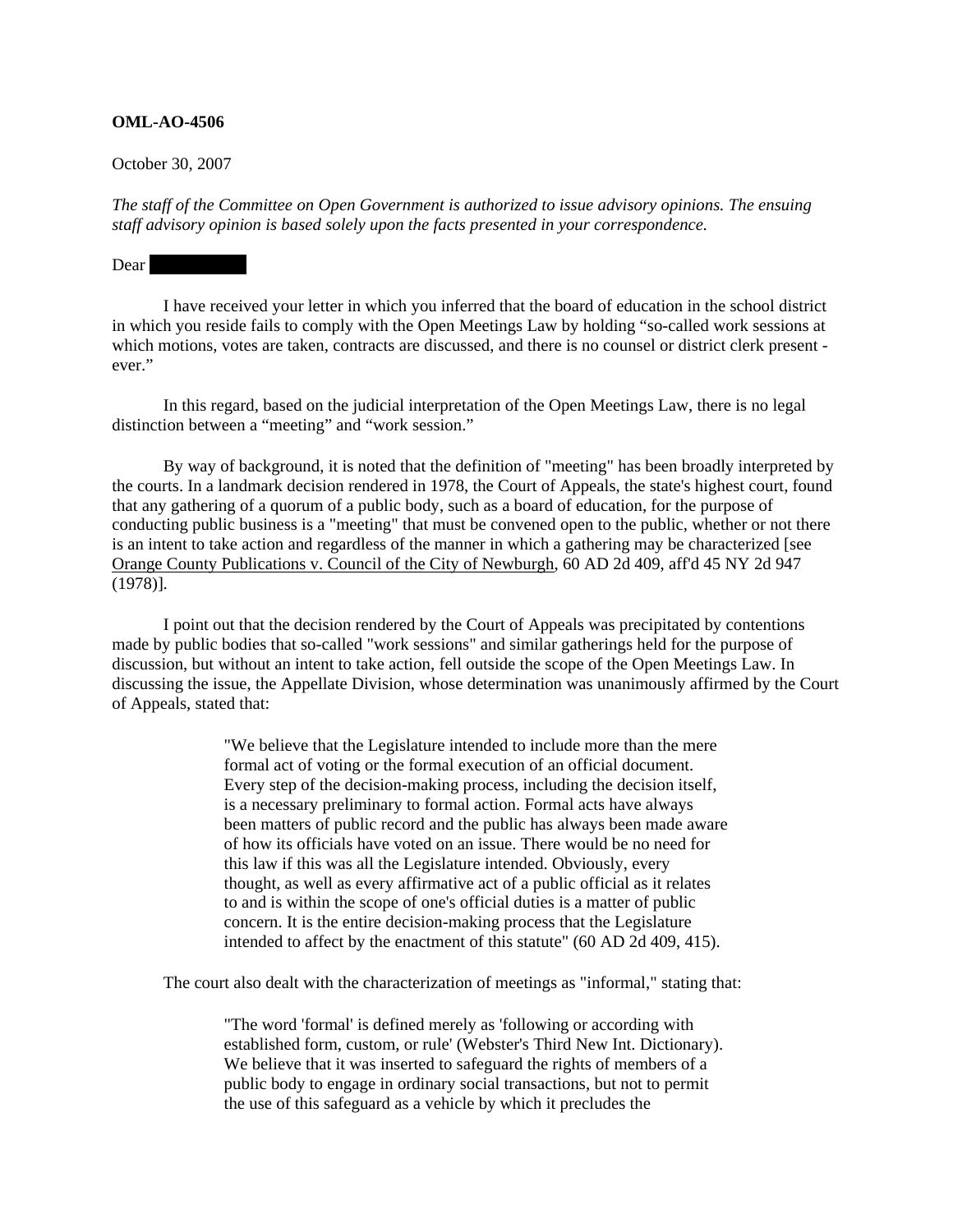**OML-AO-4506**

October 30, 2007

*The staff of the Committee on Open Government is authorized to issue advisory opinions. The ensuing staff advisory opinion is based solely upon the facts presented in your correspondence.*

Dear

I have received your letter in which you inferred that the board of education in the school district in which you reside fails to comply with the Open Meetings Law by holding "so-called work sessions at which motions, votes are taken, contracts are discussed, and there is no counsel or district clerk present - ever."

In this regard, based on the judicial interpretation of the Open Meetings Law, there is no legal distinction between a "meeting" and "work session."

By way of background, it is noted that the definition of "meeting" has been broadly interpreted by the courts. In a landmark decision rendered in 1978, the Court of Appeals, the state's highest court, found that any gathering of a quorum of a public body, such as a board of education, for the purpose of conducting public business is a "meeting" that must be convened open to the public, whether or not there is an intent to take action and regardless of the manner in which a gathering may be characterized [see Orange County Publications v. Council of the City of Newburgh, 60 AD 2d 409, aff'd 45 NY 2d 947 (1978)].

I point out that the decision rendered by the Court of Appeals was precipitated by contentions made by public bodies that so-called "work sessions" and similar gatherings held for the purpose of discussion, but without an intent to take action, fell outside the scope of the Open Meetings Law. In discussing the issue, the Appellate Division, whose determination was unanimously affirmed by the Court of Appeals, stated that:

> "We believe that the Legislature intended to include more than the mere formal act of voting or the formal execution of an official document. Every step of the decision-making process, including the decision itself, is a necessary preliminary to formal action. Formal acts have always been matters of public record and the public has always been made aware of how its officials have voted on an issue. There would be no need for this law if this was all the Legislature intended. Obviously, every thought, as well as every affirmative act of a public official as it relates to and is within the scope of one's official duties is a matter of public concern. It is the entire decision-making process that the Legislature intended to affect by the enactment of this statute" (60 AD 2d 409, 415).

The court also dealt with the characterization of meetings as "informal," stating that:

> "The word 'formal' is defined merely as 'following or according with established form, custom, or rule' (Webster's Third New Int. Dictionary). We believe that it was inserted to safeguard the rights of members of a public body to engage in ordinary social transactions, but not to permit the use of this safeguard as a vehicle by which it precludes the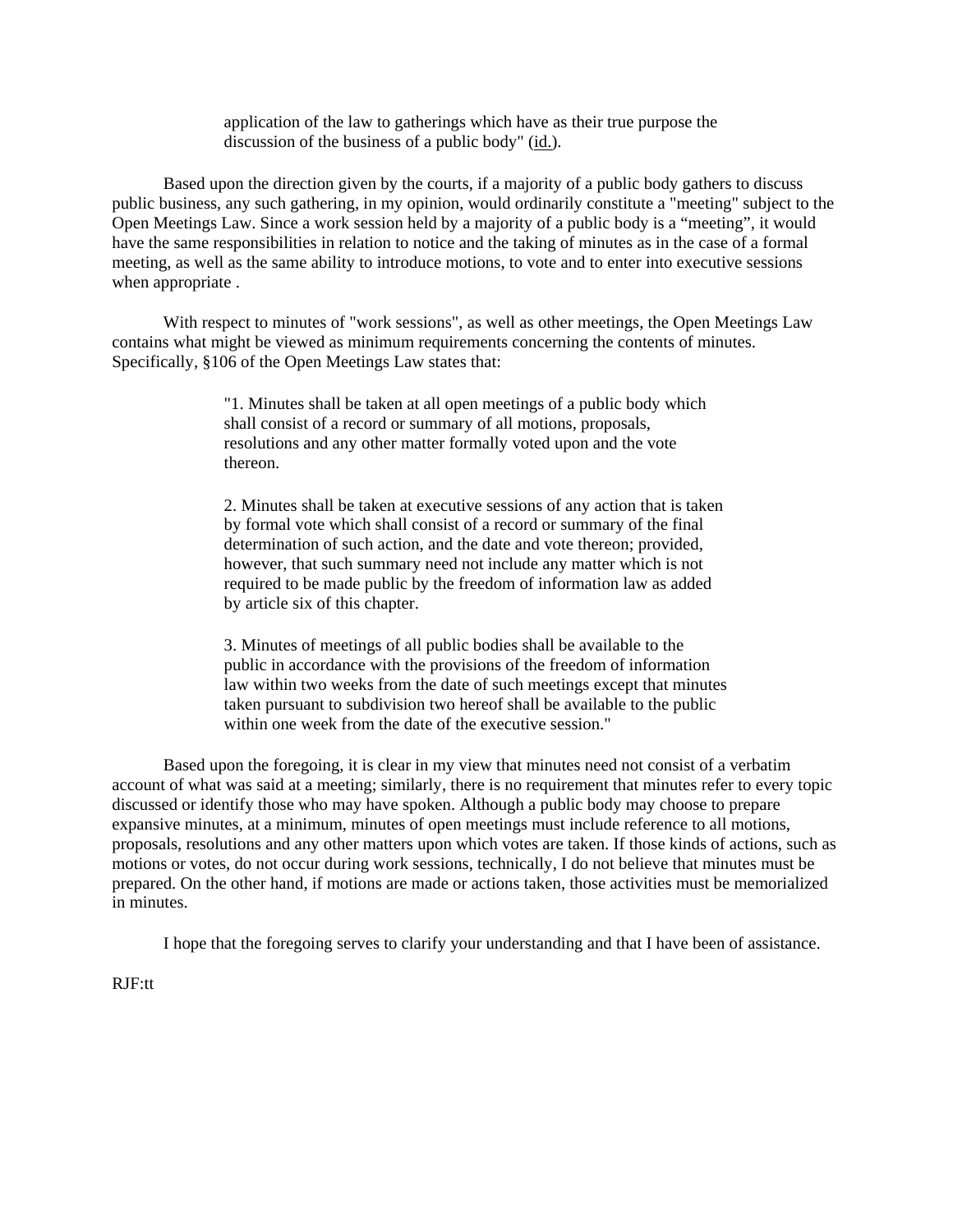> application of the law to gatherings which have as their true purpose the discussion of the business of a public body" (id.).

Based upon the direction given by the courts, if a majority of a public body gathers to discuss public business, any such gathering, in my opinion, would ordinarily constitute a "meeting" subject to the Open Meetings Law. Since a work session held by a majority of a public body is a "meeting", it would have the same responsibilities in relation to notice and the taking of minutes as in the case of a formal meeting, as well as the same ability to introduce motions, to vote and to enter into executive sessions when appropriate .

With respect to minutes of "work sessions", as well as other meetings, the Open Meetings Law contains what might be viewed as minimum requirements concerning the contents of minutes. Specifically, §106 of the Open Meetings Law states that:

> "1. Minutes shall be taken at all open meetings of a public body which shall consist of a record or summary of all motions, proposals, resolutions and any other matter formally voted upon and the vote thereon.
>
> 2. Minutes shall be taken at executive sessions of any action that is taken by formal vote which shall consist of a record or summary of the final determination of such action, and the date and vote thereon; provided, however, that such summary need not include any matter which is not required to be made public by the freedom of information law as added by article six of this chapter.
>
> 3. Minutes of meetings of all public bodies shall be available to the public in accordance with the provisions of the freedom of information law within two weeks from the date of such meetings except that minutes taken pursuant to subdivision two hereof shall be available to the public within one week from the date of the executive session."

Based upon the foregoing, it is clear in my view that minutes need not consist of a verbatim account of what was said at a meeting; similarly, there is no requirement that minutes refer to every topic discussed or identify those who may have spoken. Although a public body may choose to prepare expansive minutes, at a minimum, minutes of open meetings must include reference to all motions, proposals, resolutions and any other matters upon which votes are taken. If those kinds of actions, such as motions or votes, do not occur during work sessions, technically, I do not believe that minutes must be prepared. On the other hand, if motions are made or actions taken, those activities must be memorialized in minutes.

I hope that the foregoing serves to clarify your understanding and that I have been of assistance.

RJF:tt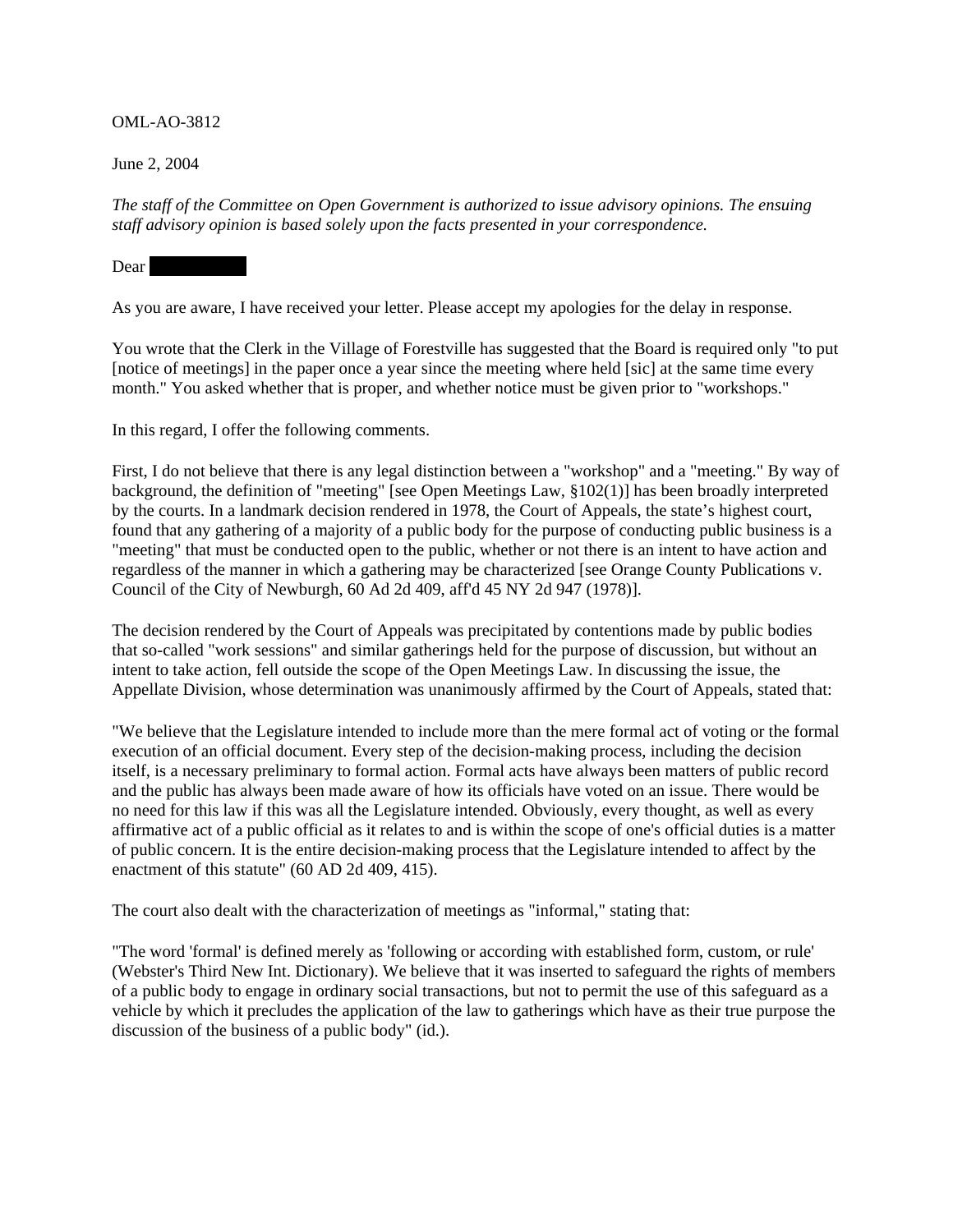OML-AO-3812

June 2, 2004

*The staff of the Committee on Open Government is authorized to issue advisory opinions. The ensuing staff advisory opinion is based solely upon the facts presented in your correspondence.*

Dear

As you are aware, I have received your letter. Please accept my apologies for the delay in response.

You wrote that the Clerk in the Village of Forestville has suggested that the Board is required only "to put [notice of meetings] in the paper once a year since the meeting where held [sic] at the same time every month." You asked whether that is proper, and whether notice must be given prior to "workshops."

In this regard, I offer the following comments.

First, I do not believe that there is any legal distinction between a "workshop" and a "meeting." By way of background, the definition of "meeting" [see Open Meetings Law, §102(1)] has been broadly interpreted by the courts. In a landmark decision rendered in 1978, the Court of Appeals, the state's highest court, found that any gathering of a majority of a public body for the purpose of conducting public business is a "meeting" that must be conducted open to the public, whether or not there is an intent to have action and regardless of the manner in which a gathering may be characterized [see Orange County Publications v. Council of the City of Newburgh, 60 Ad 2d 409, aff'd 45 NY 2d 947 (1978)].

The decision rendered by the Court of Appeals was precipitated by contentions made by public bodies that so-called "work sessions" and similar gatherings held for the purpose of discussion, but without an intent to take action, fell outside the scope of the Open Meetings Law. In discussing the issue, the Appellate Division, whose determination was unanimously affirmed by the Court of Appeals, stated that:

"We believe that the Legislature intended to include more than the mere formal act of voting or the formal execution of an official document. Every step of the decision-making process, including the decision itself, is a necessary preliminary to formal action. Formal acts have always been matters of public record and the public has always been made aware of how its officials have voted on an issue. There would be no need for this law if this was all the Legislature intended. Obviously, every thought, as well as every affirmative act of a public official as it relates to and is within the scope of one's official duties is a matter of public concern. It is the entire decision-making process that the Legislature intended to affect by the enactment of this statute" (60 AD 2d 409, 415).

The court also dealt with the characterization of meetings as "informal," stating that:

"The word 'formal' is defined merely as 'following or according with established form, custom, or rule' (Webster's Third New Int. Dictionary). We believe that it was inserted to safeguard the rights of members of a public body to engage in ordinary social transactions, but not to permit the use of this safeguard as a vehicle by which it precludes the application of the law to gatherings which have as their true purpose the discussion of the business of a public body" (id.).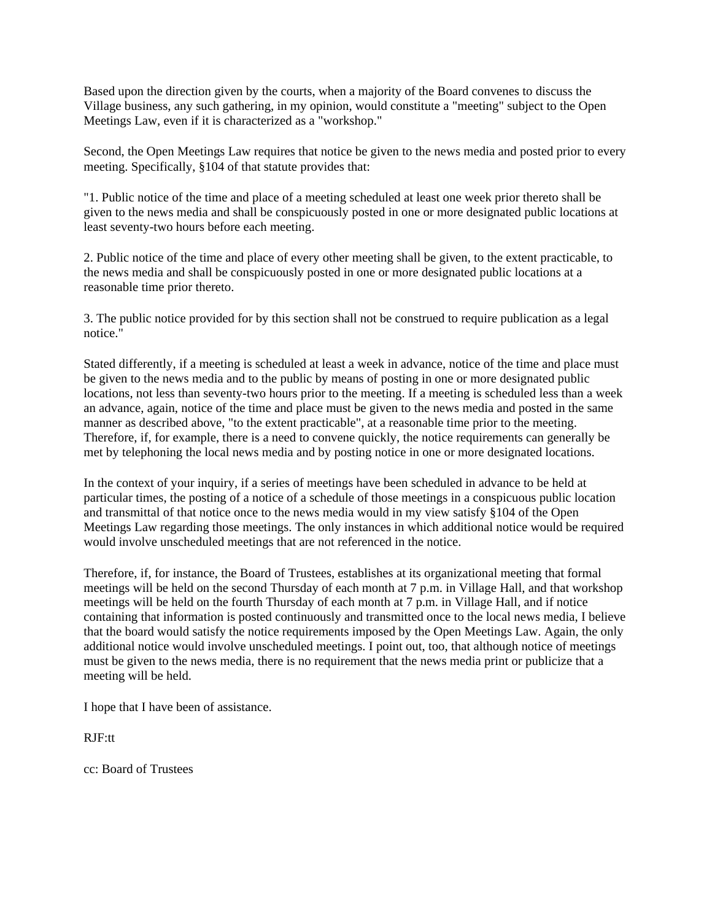Based upon the direction given by the courts, when a majority of the Board convenes to discuss the Village business, any such gathering, in my opinion, would constitute a "meeting" subject to the Open Meetings Law, even if it is characterized as a "workshop."

Second, the Open Meetings Law requires that notice be given to the news media and posted prior to every meeting. Specifically, §104 of that statute provides that:

"1. Public notice of the time and place of a meeting scheduled at least one week prior thereto shall be given to the news media and shall be conspicuously posted in one or more designated public locations at least seventy-two hours before each meeting.

2. Public notice of the time and place of every other meeting shall be given, to the extent practicable, to the news media and shall be conspicuously posted in one or more designated public locations at a reasonable time prior thereto.

3. The public notice provided for by this section shall not be construed to require publication as a legal notice."

Stated differently, if a meeting is scheduled at least a week in advance, notice of the time and place must be given to the news media and to the public by means of posting in one or more designated public locations, not less than seventy-two hours prior to the meeting. If a meeting is scheduled less than a week an advance, again, notice of the time and place must be given to the news media and posted in the same manner as described above, "to the extent practicable", at a reasonable time prior to the meeting. Therefore, if, for example, there is a need to convene quickly, the notice requirements can generally be met by telephoning the local news media and by posting notice in one or more designated locations.

In the context of your inquiry, if a series of meetings have been scheduled in advance to be held at particular times, the posting of a notice of a schedule of those meetings in a conspicuous public location and transmittal of that notice once to the news media would in my view satisfy §104 of the Open Meetings Law regarding those meetings. The only instances in which additional notice would be required would involve unscheduled meetings that are not referenced in the notice.

Therefore, if, for instance, the Board of Trustees, establishes at its organizational meeting that formal meetings will be held on the second Thursday of each month at 7 p.m. in Village Hall, and that workshop meetings will be held on the fourth Thursday of each month at 7 p.m. in Village Hall, and if notice containing that information is posted continuously and transmitted once to the local news media, I believe that the board would satisfy the notice requirements imposed by the Open Meetings Law. Again, the only additional notice would involve unscheduled meetings. I point out, too, that although notice of meetings must be given to the news media, there is no requirement that the news media print or publicize that a meeting will be held.

I hope that I have been of assistance.

RJF:tt

cc: Board of Trustees